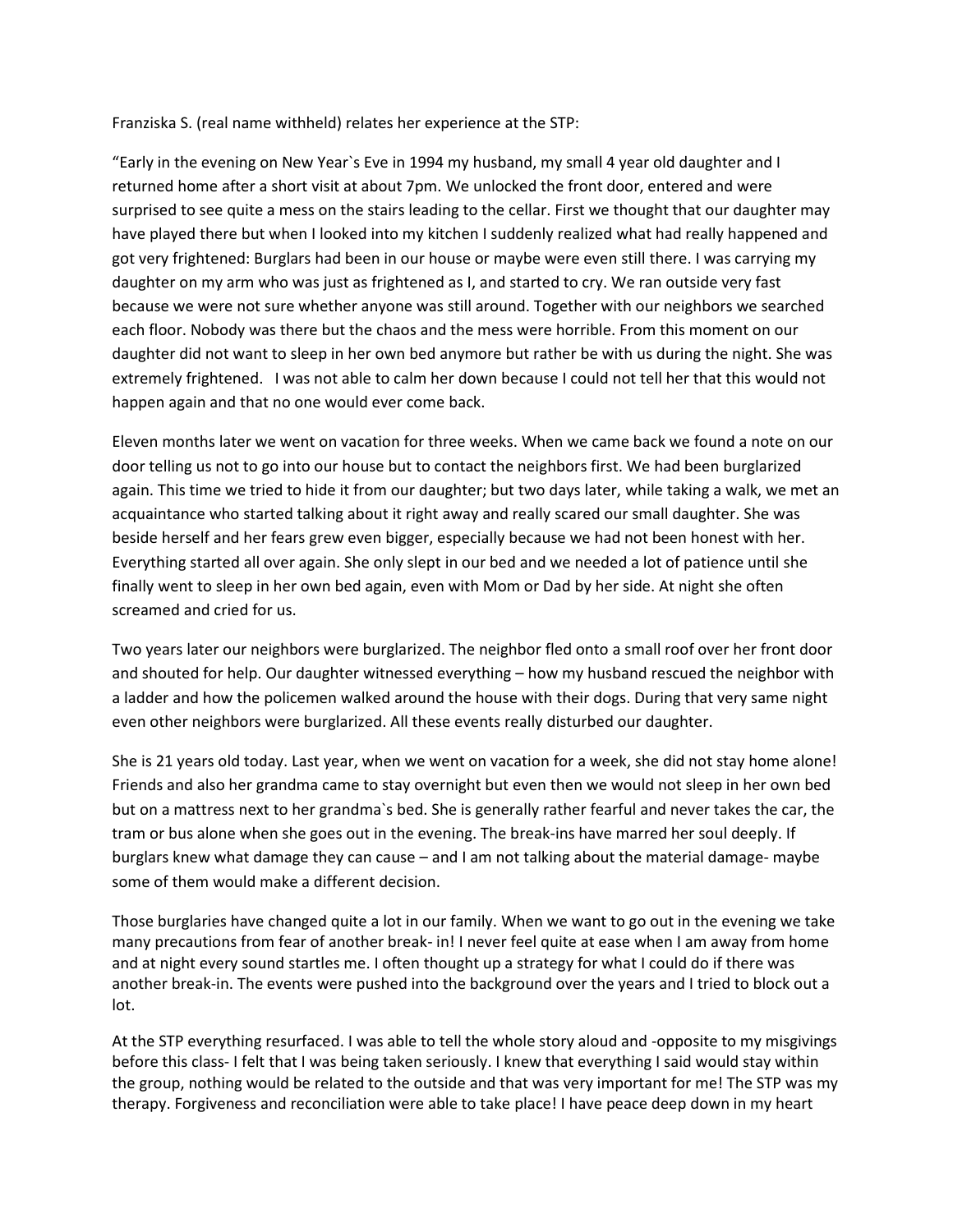Franziska S. (real name withheld) relates her experience at the STP:

"Early in the evening on New Year`s Eve in 1994 my husband, my small 4 year old daughter and I returned home after a short visit at about 7pm. We unlocked the front door, entered and were surprised to see quite a mess on the stairs leading to the cellar. First we thought that our daughter may have played there but when I looked into my kitchen I suddenly realized what had really happened and got very frightened: Burglars had been in our house or maybe were even still there. I was carrying my daughter on my arm who was just as frightened as I, and started to cry. We ran outside very fast because we were not sure whether anyone was still around. Together with our neighbors we searched each floor. Nobody was there but the chaos and the mess were horrible. From this moment on our daughter did not want to sleep in her own bed anymore but rather be with us during the night. She was extremely frightened. I was not able to calm her down because I could not tell her that this would not happen again and that no one would ever come back.

Eleven months later we went on vacation for three weeks. When we came back we found a note on our door telling us not to go into our house but to contact the neighbors first. We had been burglarized again. This time we tried to hide it from our daughter; but two days later, while taking a walk, we met an acquaintance who started talking about it right away and really scared our small daughter. She was beside herself and her fears grew even bigger, especially because we had not been honest with her. Everything started all over again. She only slept in our bed and we needed a lot of patience until she finally went to sleep in her own bed again, even with Mom or Dad by her side. At night she often screamed and cried for us.

Two years later our neighbors were burglarized. The neighbor fled onto a small roof over her front door and shouted for help. Our daughter witnessed everything – how my husband rescued the neighbor with a ladder and how the policemen walked around the house with their dogs. During that very same night even other neighbors were burglarized. All these events really disturbed our daughter.

She is 21 years old today. Last year, when we went on vacation for a week, she did not stay home alone! Friends and also her grandma came to stay overnight but even then we would not sleep in her own bed but on a mattress next to her grandma`s bed. She is generally rather fearful and never takes the car, the tram or bus alone when she goes out in the evening. The break-ins have marred her soul deeply. If burglars knew what damage they can cause – and I am not talking about the material damage- maybe some of them would make a different decision.

Those burglaries have changed quite a lot in our family. When we want to go out in the evening we take many precautions from fear of another break- in! I never feel quite at ease when I am away from home and at night every sound startles me. I often thought up a strategy for what I could do if there was another break-in. The events were pushed into the background over the years and I tried to block out a lot.

At the STP everything resurfaced. I was able to tell the whole story aloud and -opposite to my misgivings before this class- I felt that I was being taken seriously. I knew that everything I said would stay within the group, nothing would be related to the outside and that was very important for me! The STP was my therapy. Forgiveness and reconciliation were able to take place! I have peace deep down in my heart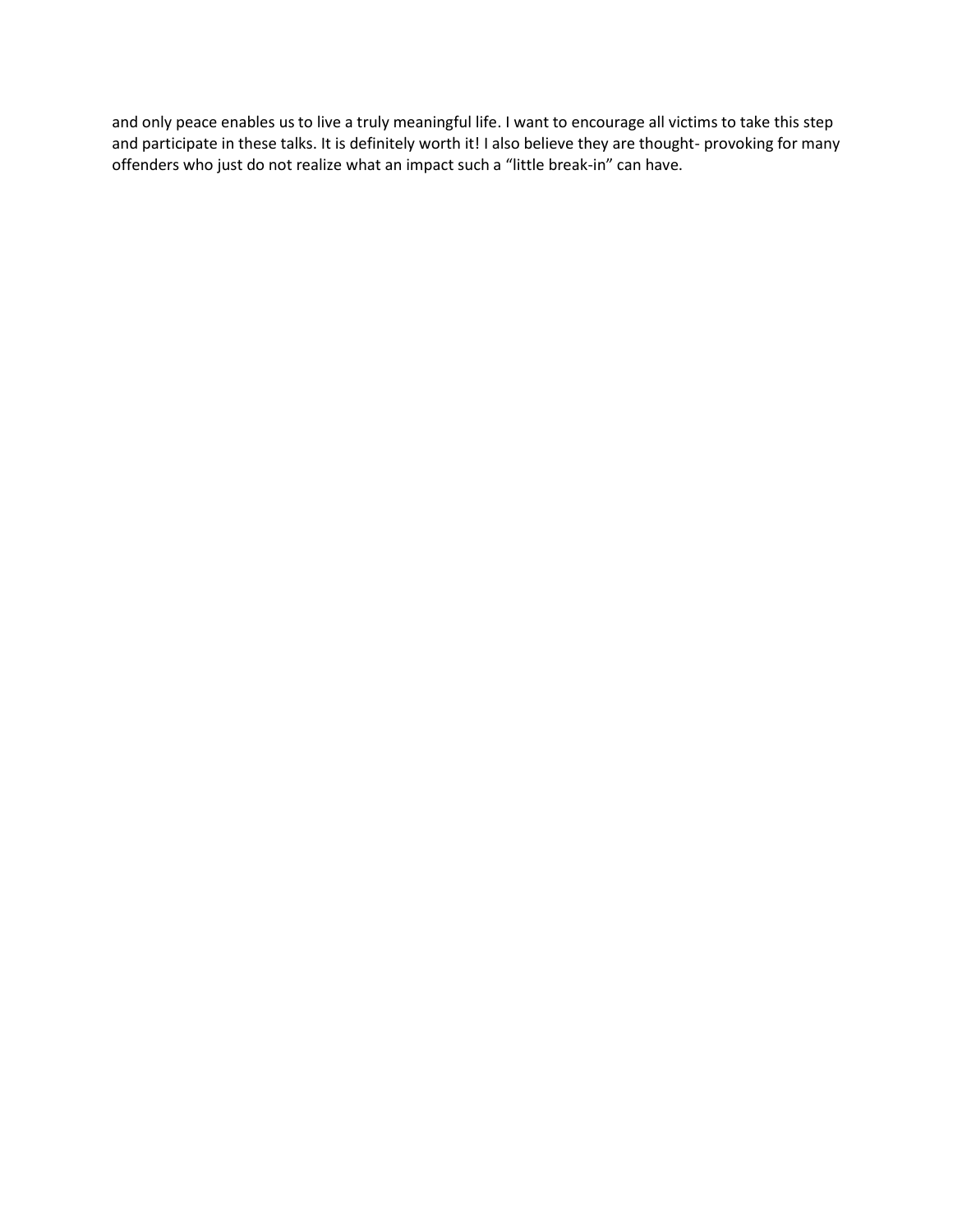and only peace enables us to live a truly meaningful life. I want to encourage all victims to take this step and participate in these talks. It is definitely worth it! I also believe they are thought- provoking for many offenders who just do not realize what an impact such a “little break-in” can have.